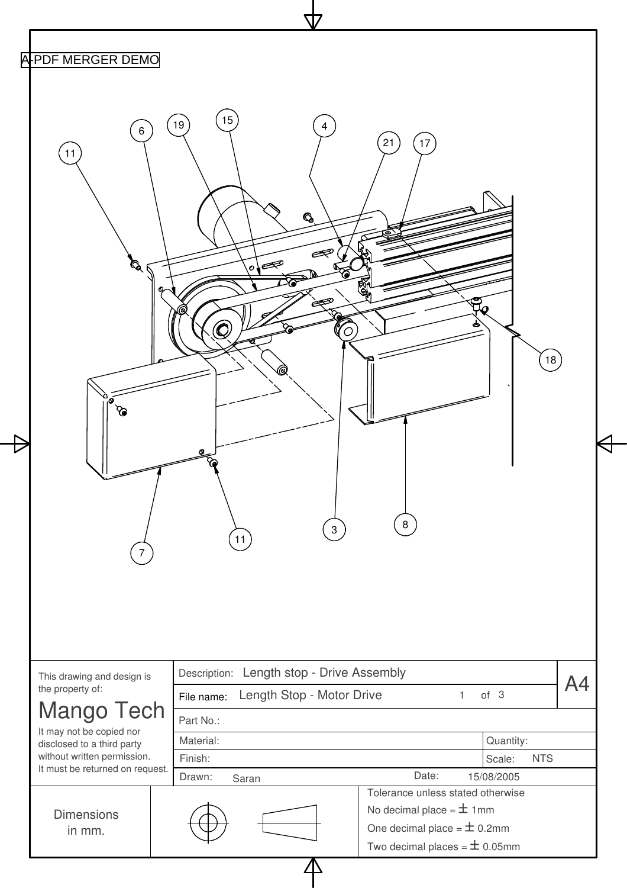A-PDF MERGER DEMO

11, 6, 19, 15, 4, 21, 17, 18, 3, 8, 11, 7

| | | | |
|---|---|---|---|
| This drawing and design is the property of: **Mango Tech** It may not be copied nor disclosed to a third party without written permission. It must be returned on request. | Description: Length stop - Drive Assembly | | A4 |
| | File name: Length Stop - Motor Drive 1 of 3 | | |
| | Part No.: | | |
| | Material: | Quantity: | |
| | Finish: | Scale: NTS | |
| | Drawn: Saran | Date: 15/08/2005 | |
| Dimensions in mm. | | Tolerance unless stated otherwise<br>No decimal place = ± 1mm<br>One decimal place = ± 0.2mm<br>Two decimal places = ± 0.05mm | |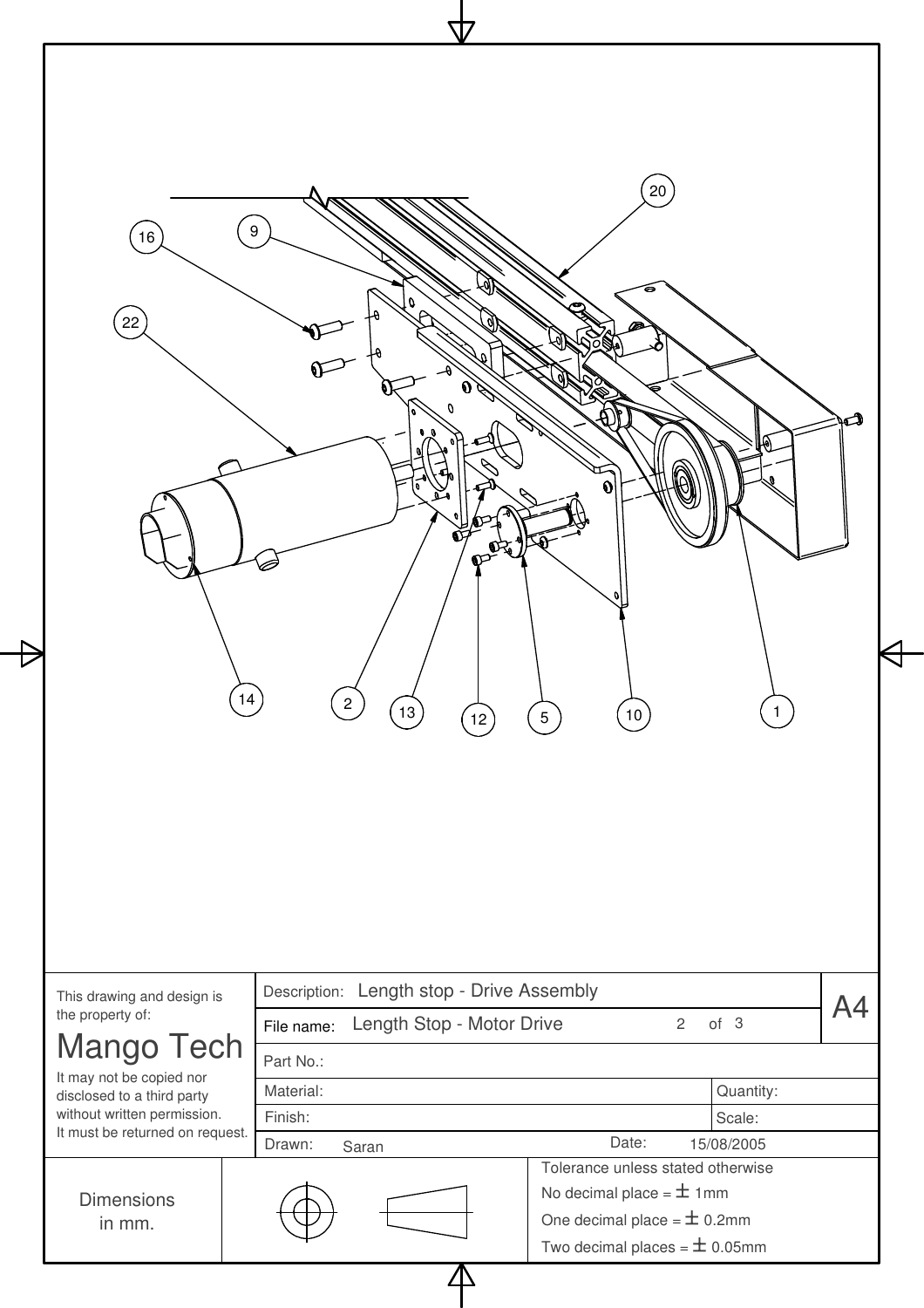20

16

9

22

14

2

13

12

5

10

1

| This drawing and design is the property of: **Mango Tech** It may not be copied nor disclosed to a third party without written permission. It must be returned on request. | Description: Length stop - Drive Assembly | | A4 |
|---|---|---|---|
| | File name: Length Stop - Motor Drive | 2 of 3 | |
| | Part No.: | | |
| | Material: | Quantity: | |
| | Finish: | Scale: | |
| | Drawn: Saran | Date: 15/08/2005 | |

Dimensions in mm.

Tolerance unless stated otherwise

No decimal place = ± 1mm

One decimal place = ± 0.2mm

Two decimal places = ± 0.05mm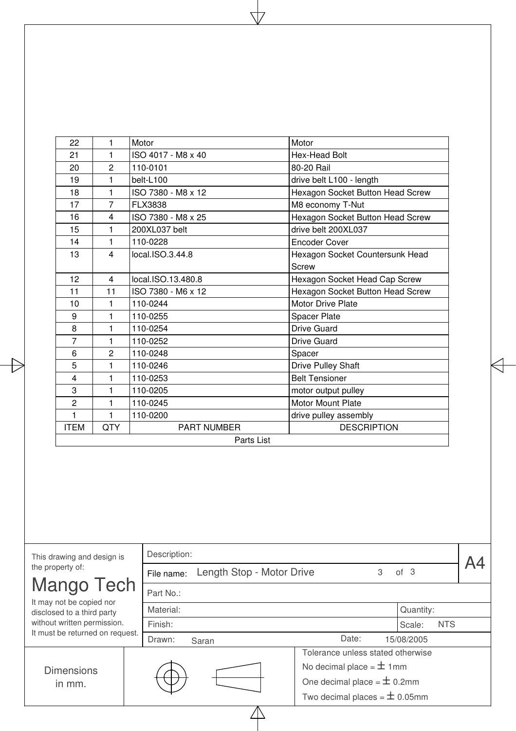| ITEM | QTY | PART NUMBER | DESCRIPTION |
|---|---|---|---|
| 22 | 1 | Motor | Motor |
| 21 | 1 | ISO 4017 - M8 x 40 | Hex-Head Bolt |
| 20 | 2 | 110-0101 | 80-20 Rail |
| 19 | 1 | belt-L100 | drive belt L100 - length |
| 18 | 1 | ISO 7380 - M8 x 12 | Hexagon Socket Button Head Screw |
| 17 | 7 | FLX3838 | M8 economy T-Nut |
| 16 | 4 | ISO 7380 - M8 x 25 | Hexagon Socket Button Head Screw |
| 15 | 1 | 200XL037 belt | drive belt 200XL037 |
| 14 | 1 | 110-0228 | Encoder Cover |
| 13 | 4 | local.ISO.3.44.8 | Hexagon Socket Countersunk Head Screw |
| 12 | 4 | local.ISO.13.480.8 | Hexagon Socket Head Cap Screw |
| 11 | 11 | ISO 7380 - M6 x 12 | Hexagon Socket Button Head Screw |
| 10 | 1 | 110-0244 | Motor Drive Plate |
| 9 | 1 | 110-0255 | Spacer Plate |
| 8 | 1 | 110-0254 | Drive Guard |
| 7 | 1 | 110-0252 | Drive Guard |
| 6 | 2 | 110-0248 | Spacer |
| 5 | 1 | 110-0246 | Drive Pulley Shaft |
| 4 | 1 | 110-0253 | Belt Tensioner |
| 3 | 1 | 110-0205 | motor output pulley |
| 2 | 1 | 110-0245 | Motor Mount Plate |
| 1 | 1 | 110-0200 | drive pulley assembly |

Parts List

This drawing and design is the property of:

**Mango Tech**

It may not be copied nor disclosed to a third party without written permission. It must be returned on request.

| | |
|---|---|
| Description: | |
| File name: | Length Stop - Motor Drive — 3 of 3 — A4 |
| Part No.: | |
| Material: | Quantity: |
| Finish: | Scale: NTS |
| Drawn: Saran | Date: 15/08/2005 |

Dimensions in mm.

Tolerance unless stated otherwise

No decimal place = ± 1mm

One decimal place = ± 0.2mm

Two decimal places = ± 0.05mm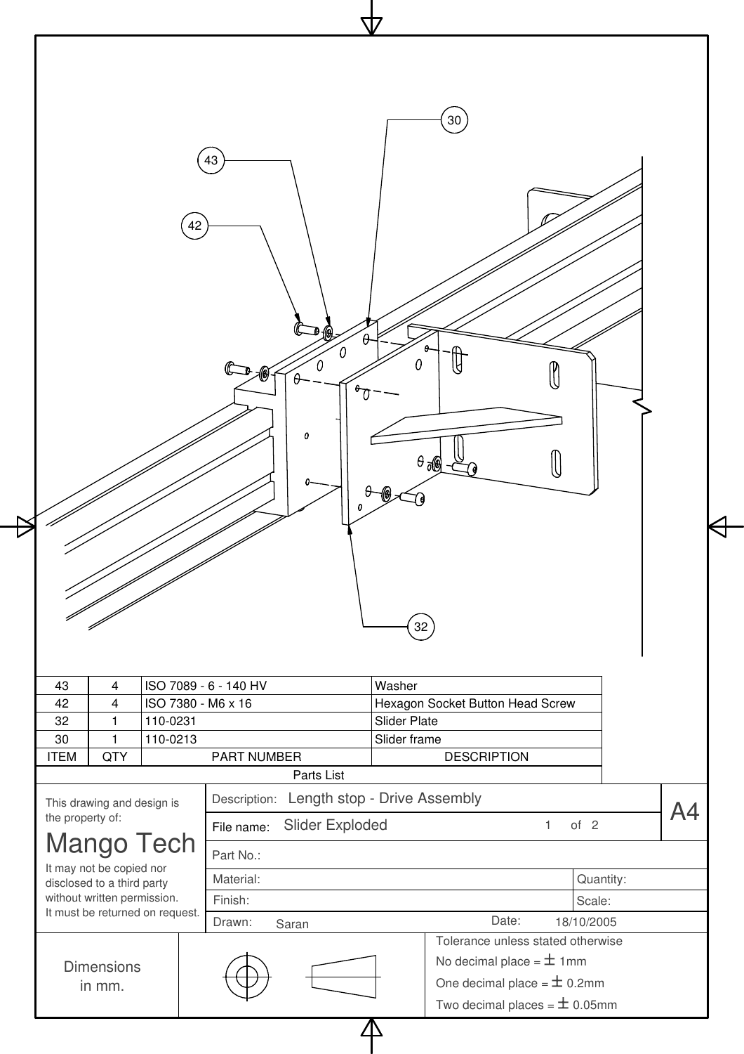| ITEM | QTY | PART NUMBER | DESCRIPTION |
|---|---|---|---|
| 43 | 4 | ISO 7089 - 6 - 140 HV | Washer |
| 42 | 4 | ISO 7380 - M6 x 16 | Hexagon Socket Button Head Screw |
| 32 | 1 | 110-0231 | Slider Plate |
| 30 | 1 | 110-0213 | Slider frame |

Parts List

This drawing and design is the property of:

**Mango Tech**

It may not be copied nor disclosed to a third party without written permission. It must be returned on request.

| | |
|---|---|
| Description: | Length stop - Drive Assembly |
| File name: | Slider Exploded |
| Sheet: | 1 of 2 |
| Size: | A4 |
| Part No.: | |
| Material: | |
| Quantity: | |
| Finish: | |
| Scale: | |
| Drawn: | Saran |
| Date: | 18/10/2005 |

Dimensions in mm.

Tolerance unless stated otherwise

No decimal place = ± 1mm

One decimal place = ± 0.2mm

Two decimal places = ± 0.05mm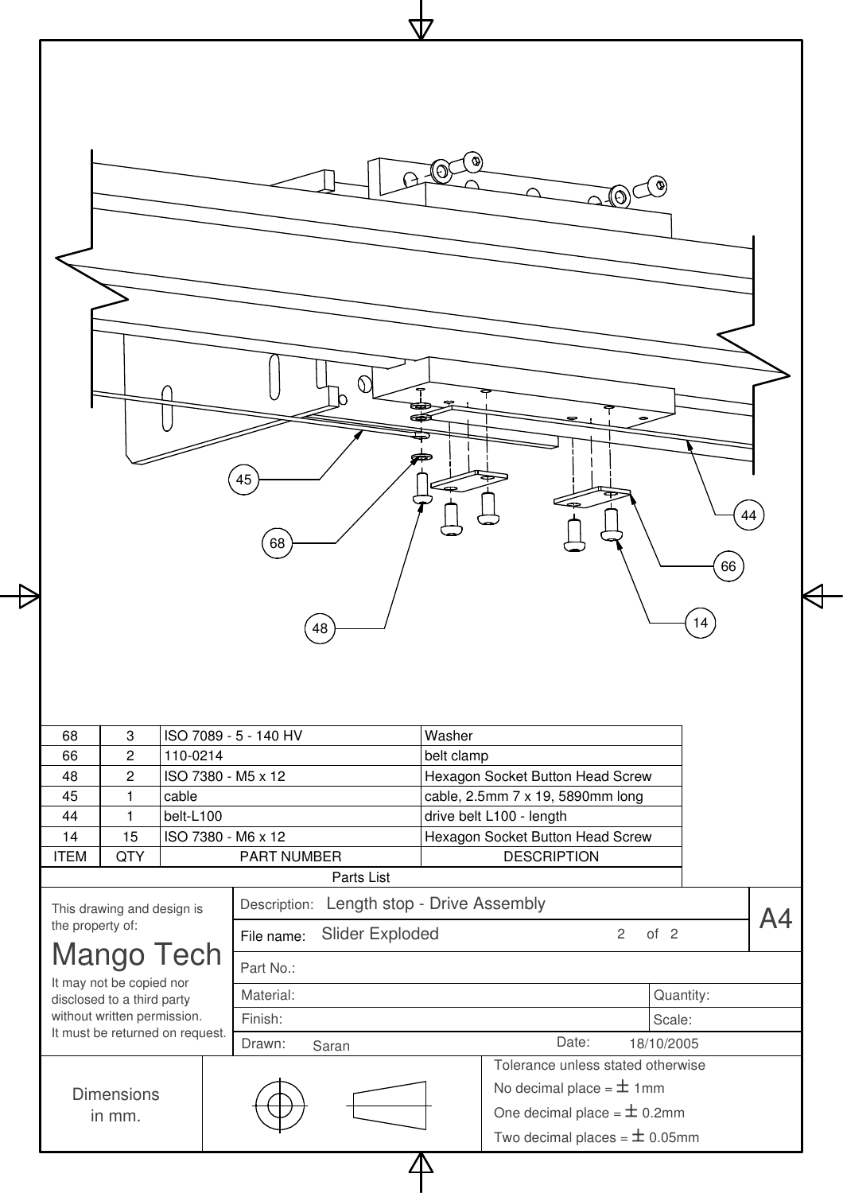| ITEM | QTY | PART NUMBER | DESCRIPTION |
|---|---|---|---|
| 68 | 3 | ISO 7089 - 5 - 140 HV | Washer |
| 66 | 2 | 110-0214 | belt clamp |
| 48 | 2 | ISO 7380 - M5 x 12 | Hexagon Socket Button Head Screw |
| 45 | 1 | cable | cable, 2.5mm 7 x 19, 5890mm long |
| 44 | 1 | belt-L100 | drive belt L100 - length |
| 14 | 15 | ISO 7380 - M6 x 12 | Hexagon Socket Button Head Screw |

Parts List

This drawing and design is the property of:

# Mango Tech

It may not be copied nor disclosed to a third party without written permission.
It must be returned on request.

Description: Length stop - Drive Assembly

File name: Slider Exploded

A4

Part No.:

Material:

Quantity:

Finish:

Scale:

Drawn: Saran

Date: 18/10/2005

Dimensions in mm.

Tolerance unless stated otherwise

No decimal place = ± 1mm

One decimal place = ± 0.2mm

Two decimal places = ± 0.05mm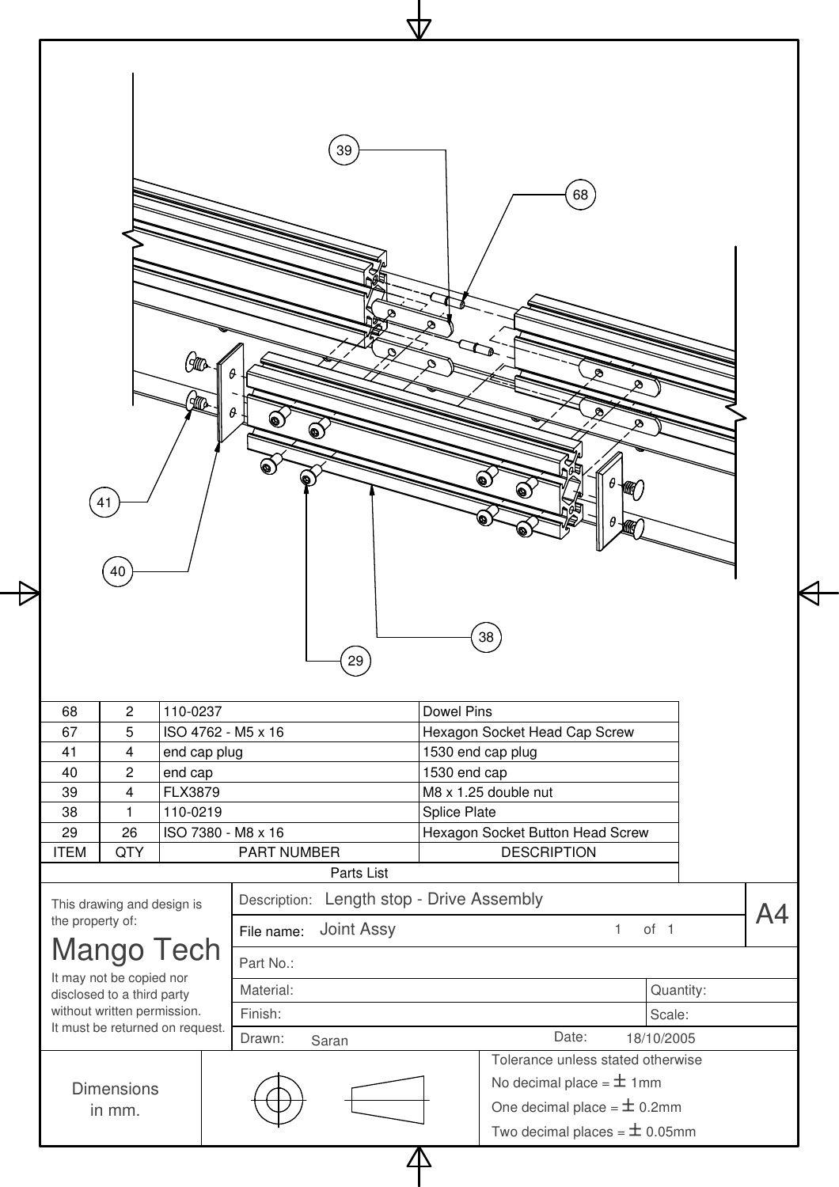| ITEM | QTY | PART NUMBER | DESCRIPTION |
|---|---|---|---|
| 68 | 2 | 110-0237 | Dowel Pins |
| 67 | 5 | ISO 4762 - M5 x 16 | Hexagon Socket Head Cap Screw |
| 41 | 4 | end cap plug | 1530 end cap plug |
| 40 | 2 | end cap | 1530 end cap |
| 39 | 4 | FLX3879 | M8 x 1.25 double nut |
| 38 | 1 | 110-0219 | Splice Plate |
| 29 | 26 | ISO 7380 - M8 x 16 | Hexagon Socket Button Head Screw |

Parts List

This drawing and design is the property of:

Mango Tech

It may not be copied nor disclosed to a third party without written permission. It must be returned on request.

Description: Length stop - Drive Assembly

File name: Joint Assy

A4

Part No.:

Material:

Quantity:

Finish:

Scale:

Drawn: Saran

Date: 18/10/2005

Dimensions in mm.

Tolerance unless stated otherwise

No decimal place = ± 1mm

One decimal place = ± 0.2mm

Two decimal places = ± 0.05mm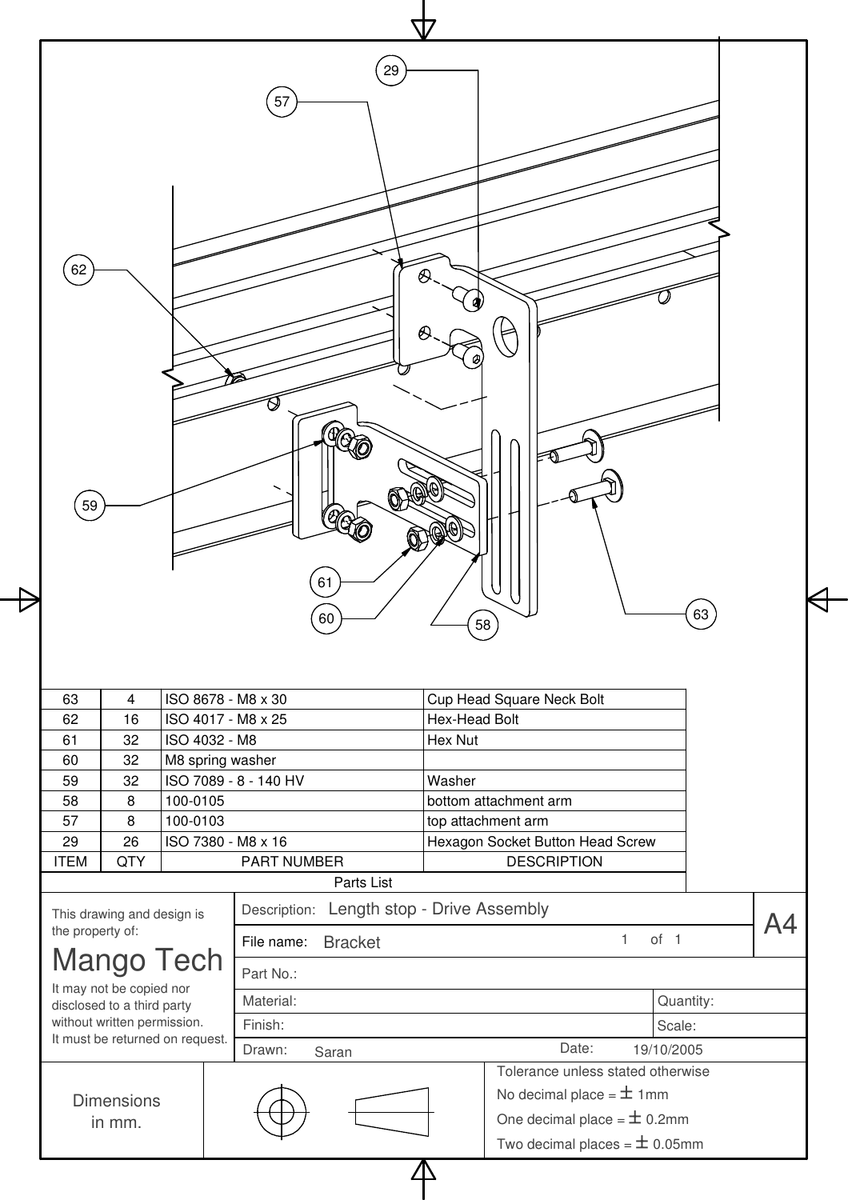| ITEM | QTY | PART NUMBER | DESCRIPTION |
|---|---|---|---|
| 63 | 4 | ISO 8678 - M8 x 30 | Cup Head Square Neck Bolt |
| 62 | 16 | ISO 4017 - M8 x 25 | Hex-Head Bolt |
| 61 | 32 | ISO 4032 - M8 | Hex Nut |
| 60 | 32 | M8 spring washer | |
| 59 | 32 | ISO 7089 - 8 - 140 HV | Washer |
| 58 | 8 | 100-0105 | bottom attachment arm |
| 57 | 8 | 100-0103 | top attachment arm |
| 29 | 26 | ISO 7380 - M8 x 16 | Hexagon Socket Button Head Screw |

Parts List

This drawing and design is the property of:

**Mango Tech**

It may not be copied nor disclosed to a third party without written permission.
It must be returned on request.

Description: Length stop - Drive Assembly

File name: Bracket — 1 of 1 — A4

Part No.:

Material: — Quantity:

Finish: — Scale:

Drawn: Saran — Date: 19/10/2005

Dimensions in mm.

Tolerance unless stated otherwise
No decimal place = ± 1mm
One decimal place = ± 0.2mm
Two decimal places = ± 0.05mm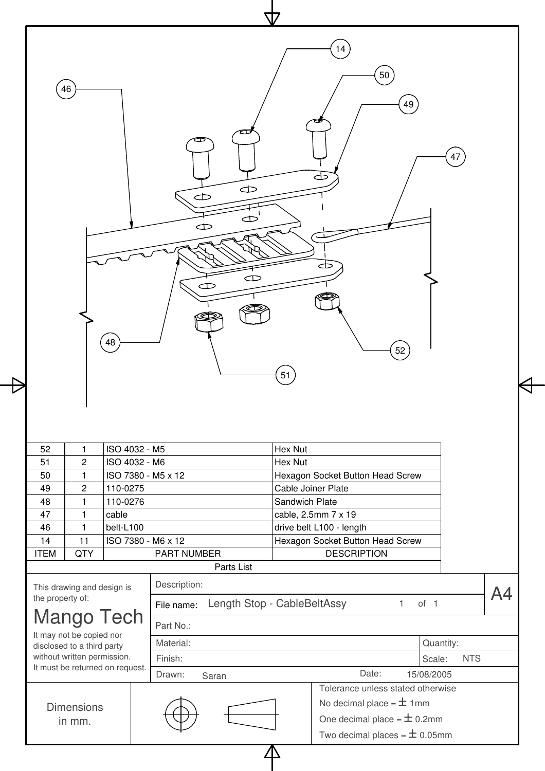| ITEM | QTY | PART NUMBER | DESCRIPTION |
|---|---|---|---|
| 52 | 1 | ISO 4032 - M5 | Hex Nut |
| 51 | 2 | ISO 4032 - M6 | Hex Nut |
| 50 | 1 | ISO 7380 - M5 x 12 | Hexagon Socket Button Head Screw |
| 49 | 2 | 110-0275 | Cable Joiner Plate |
| 48 | 1 | 110-0276 | Sandwich Plate |
| 47 | 1 | cable | cable, 2.5mm 7 x 19 |
| 46 | 1 | belt-L100 | drive belt L100 - length |
| 14 | 11 | ISO 7380 - M6 x 12 | Hexagon Socket Button Head Screw |

Parts List

This drawing and design is the property of:

**Mango Tech**

It may not be copied nor disclosed to a third party without written permission. It must be returned on request.

Description:

File name: Length Stop - CableBeltAssy 1 of 1

A4

Part No.:

Material:

Quantity:

Finish:

Scale: NTS

Drawn: Saran

Date: 15/08/2005

Dimensions in mm.

Tolerance unless stated otherwise

No decimal place = ± 1mm

One decimal place = ± 0.2mm

Two decimal places = ± 0.05mm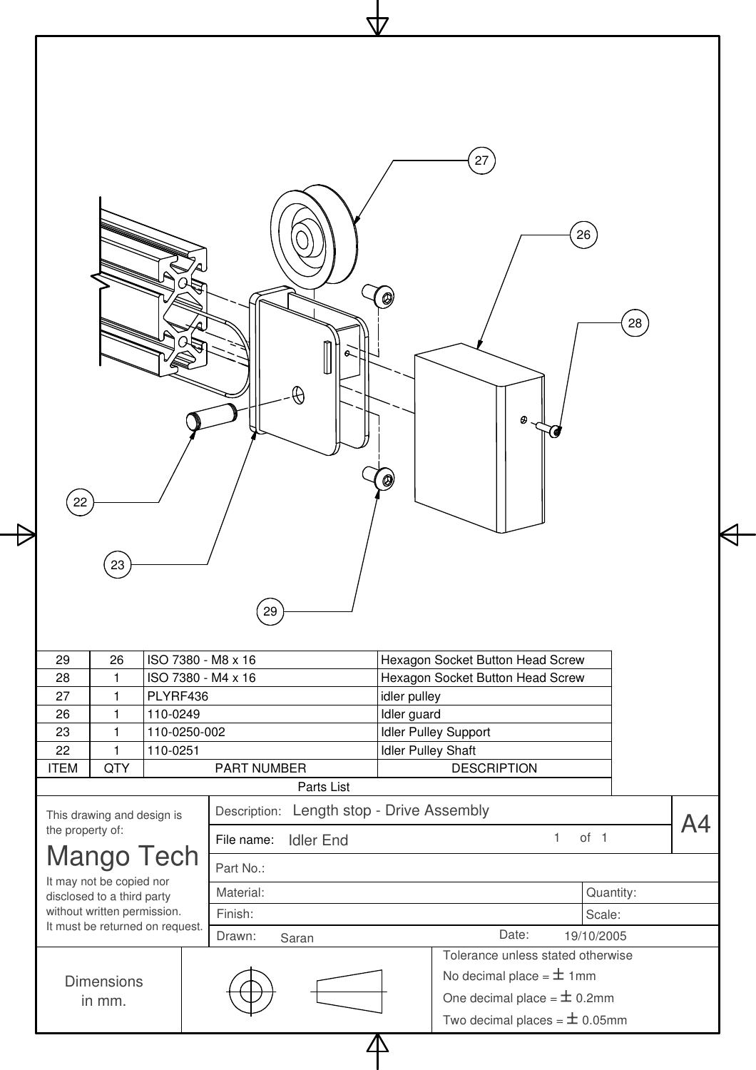27

26

28

22

23

29

| ITEM | QTY | PART NUMBER | DESCRIPTION |
|---|---|---|---|
| 29 | 26 | ISO 7380 - M8 x 16 | Hexagon Socket Button Head Screw |
| 28 | 1 | ISO 7380 - M4 x 16 | Hexagon Socket Button Head Screw |
| 27 | 1 | PLYRF436 | idler pulley |
| 26 | 1 | 110-0249 | Idler guard |
| 23 | 1 | 110-0250-002 | Idler Pulley Support |
| 22 | 1 | 110-0251 | Idler Pulley Shaft |

Parts List

This drawing and design is the property of:

Mango Tech

It may not be copied nor disclosed to a third party without written permission.
It must be returned on request.

Description: Length stop - Drive Assembly

File name: Idler End

1 of 1

A4

Part No.:

Material:

Quantity:

Finish:

Scale:

Drawn: Saran

Date: 19/10/2005

Dimensions in mm.

Tolerance unless stated otherwise
No decimal place = ± 1mm
One decimal place = ± 0.2mm
Two decimal places = ± 0.05mm